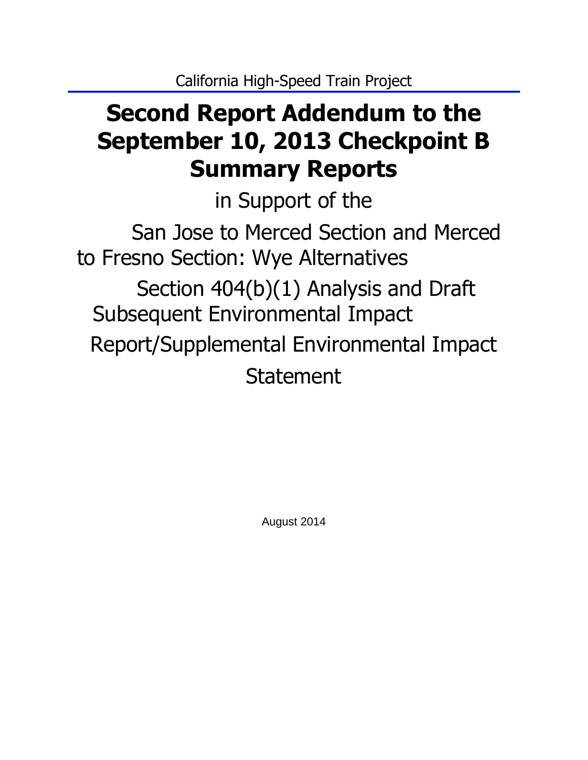California High-Speed Train Project

# Second Report Addendum to the September 10, 2013 Checkpoint B Summary Reports

in Support of the

San Jose to Merced Section and Merced to Fresno Section: Wye Alternatives

Section 404(b)(1) Analysis and Draft Subsequent Environmental Impact Report/Supplemental Environmental Impact Statement

August 2014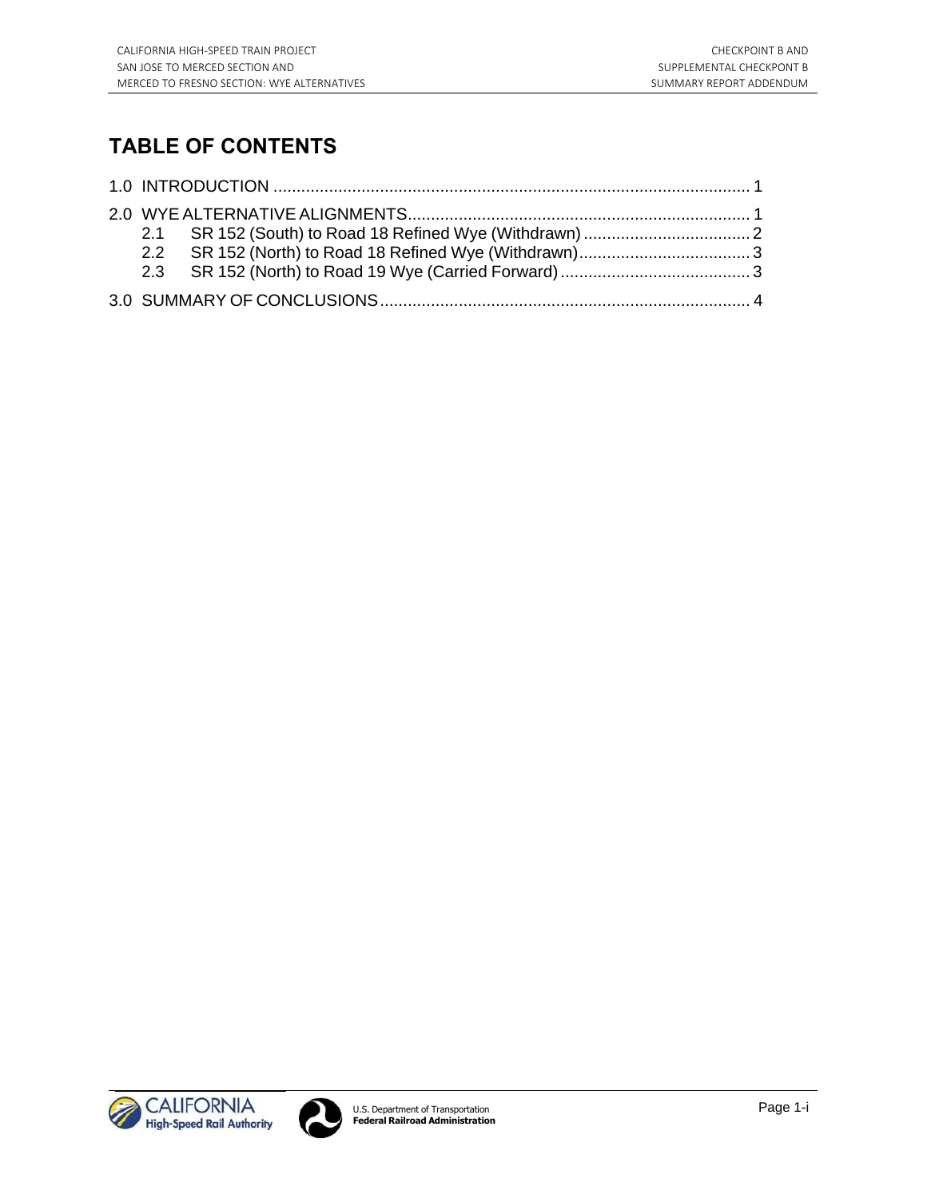# TABLE OF CONTENTS

1.0 INTRODUCTION ........................................................................................................ 1

2.0 WYE ALTERNATIVE ALIGNMENTS.......................................................................... 1

- 2.1 SR 152 (South) to Road 18 Refined Wye (Withdrawn) .................................... 2
- 2.2 SR 152 (North) to Road 18 Refined Wye (Withdrawn)..................................... 3
- 2.3 SR 152 (North) to Road 19 Wye (Carried Forward) ......................................... 3

3.0 SUMMARY OF CONCLUSIONS................................................................................ 4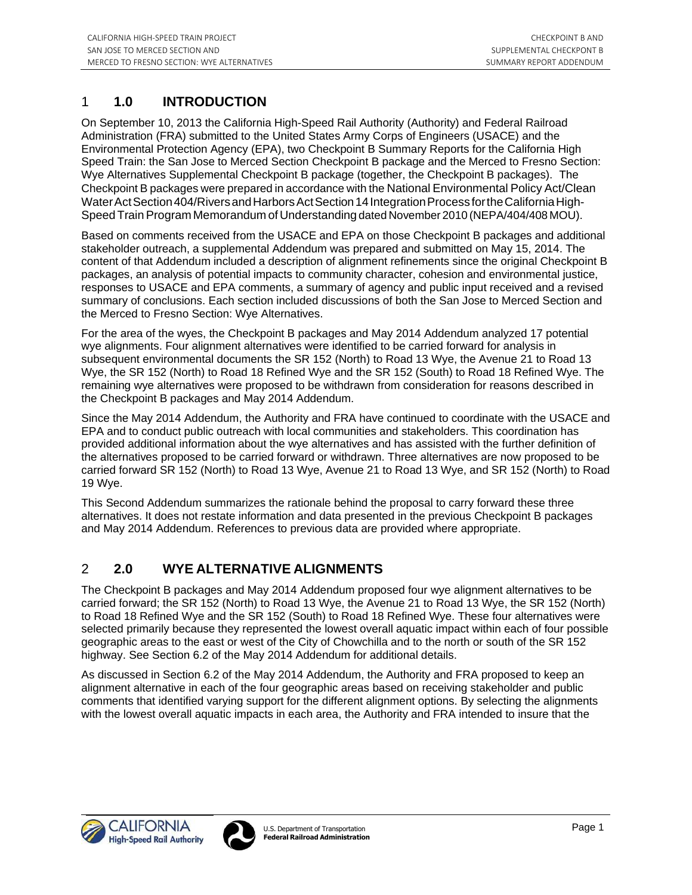# 1 1.0 INTRODUCTION

On September 10, 2013 the California High-Speed Rail Authority (Authority) and Federal Railroad Administration (FRA) submitted to the United States Army Corps of Engineers (USACE) and the Environmental Protection Agency (EPA), two Checkpoint B Summary Reports for the California High Speed Train: the San Jose to Merced Section Checkpoint B package and the Merced to Fresno Section: Wye Alternatives Supplemental Checkpoint B package (together, the Checkpoint B packages). The Checkpoint B packages were prepared in accordance with the National Environmental Policy Act/Clean Water Act Section 404/Rivers and Harbors Act Section 14 Integration Process for the California High-Speed Train Program Memorandum of Understanding dated November 2010 (NEPA/404/408 MOU).

Based on comments received from the USACE and EPA on those Checkpoint B packages and additional stakeholder outreach, a supplemental Addendum was prepared and submitted on May 15, 2014. The content of that Addendum included a description of alignment refinements since the original Checkpoint B packages, an analysis of potential impacts to community character, cohesion and environmental justice, responses to USACE and EPA comments, a summary of agency and public input received and a revised summary of conclusions. Each section included discussions of both the San Jose to Merced Section and the Merced to Fresno Section: Wye Alternatives.

For the area of the wyes, the Checkpoint B packages and May 2014 Addendum analyzed 17 potential wye alignments. Four alignment alternatives were identified to be carried forward for analysis in subsequent environmental documents the SR 152 (North) to Road 13 Wye, the Avenue 21 to Road 13 Wye, the SR 152 (North) to Road 18 Refined Wye and the SR 152 (South) to Road 18 Refined Wye. The remaining wye alternatives were proposed to be withdrawn from consideration for reasons described in the Checkpoint B packages and May 2014 Addendum.

Since the May 2014 Addendum, the Authority and FRA have continued to coordinate with the USACE and EPA and to conduct public outreach with local communities and stakeholders. This coordination has provided additional information about the wye alternatives and has assisted with the further definition of the alternatives proposed to be carried forward or withdrawn. Three alternatives are now proposed to be carried forward SR 152 (North) to Road 13 Wye, Avenue 21 to Road 13 Wye, and SR 152 (North) to Road 19 Wye.

This Second Addendum summarizes the rationale behind the proposal to carry forward these three alternatives. It does not restate information and data presented in the previous Checkpoint B packages and May 2014 Addendum. References to previous data are provided where appropriate.

# 2 2.0 WYE ALTERNATIVE ALIGNMENTS

The Checkpoint B packages and May 2014 Addendum proposed four wye alignment alternatives to be carried forward; the SR 152 (North) to Road 13 Wye, the Avenue 21 to Road 13 Wye, the SR 152 (North) to Road 18 Refined Wye and the SR 152 (South) to Road 18 Refined Wye. These four alternatives were selected primarily because they represented the lowest overall aquatic impact within each of four possible geographic areas to the east or west of the City of Chowchilla and to the north or south of the SR 152 highway. See Section 6.2 of the May 2014 Addendum for additional details.

As discussed in Section 6.2 of the May 2014 Addendum, the Authority and FRA proposed to keep an alignment alternative in each of the four geographic areas based on receiving stakeholder and public comments that identified varying support for the different alignment options. By selecting the alignments with the lowest overall aquatic impacts in each area, the Authority and FRA intended to insure that the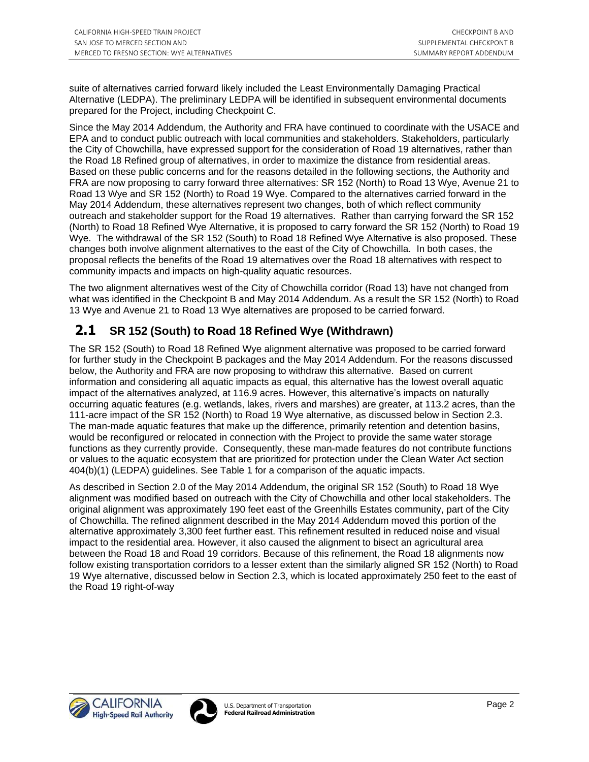suite of alternatives carried forward likely included the Least Environmentally Damaging Practical Alternative (LEDPA). The preliminary LEDPA will be identified in subsequent environmental documents prepared for the Project, including Checkpoint C.

Since the May 2014 Addendum, the Authority and FRA have continued to coordinate with the USACE and EPA and to conduct public outreach with local communities and stakeholders. Stakeholders, particularly the City of Chowchilla, have expressed support for the consideration of Road 19 alternatives, rather than the Road 18 Refined group of alternatives, in order to maximize the distance from residential areas. Based on these public concerns and for the reasons detailed in the following sections, the Authority and FRA are now proposing to carry forward three alternatives: SR 152 (North) to Road 13 Wye, Avenue 21 to Road 13 Wye and SR 152 (North) to Road 19 Wye. Compared to the alternatives carried forward in the May 2014 Addendum, these alternatives represent two changes, both of which reflect community outreach and stakeholder support for the Road 19 alternatives. Rather than carrying forward the SR 152 (North) to Road 18 Refined Wye Alternative, it is proposed to carry forward the SR 152 (North) to Road 19 Wye. The withdrawal of the SR 152 (South) to Road 18 Refined Wye Alternative is also proposed. These changes both involve alignment alternatives to the east of the City of Chowchilla. In both cases, the proposal reflects the benefits of the Road 19 alternatives over the Road 18 alternatives with respect to community impacts and impacts on high-quality aquatic resources.

The two alignment alternatives west of the City of Chowchilla corridor (Road 13) have not changed from what was identified in the Checkpoint B and May 2014 Addendum. As a result the SR 152 (North) to Road 13 Wye and Avenue 21 to Road 13 Wye alternatives are proposed to be carried forward.

## 2.1 SR 152 (South) to Road 18 Refined Wye (Withdrawn)

The SR 152 (South) to Road 18 Refined Wye alignment alternative was proposed to be carried forward for further study in the Checkpoint B packages and the May 2014 Addendum. For the reasons discussed below, the Authority and FRA are now proposing to withdraw this alternative. Based on current information and considering all aquatic impacts as equal, this alternative has the lowest overall aquatic impact of the alternatives analyzed, at 116.9 acres. However, this alternative's impacts on naturally occurring aquatic features (e.g. wetlands, lakes, rivers and marshes) are greater, at 113.2 acres, than the 111-acre impact of the SR 152 (North) to Road 19 Wye alternative, as discussed below in Section 2.3. The man-made aquatic features that make up the difference, primarily retention and detention basins, would be reconfigured or relocated in connection with the Project to provide the same water storage functions as they currently provide. Consequently, these man-made features do not contribute functions or values to the aquatic ecosystem that are prioritized for protection under the Clean Water Act section 404(b)(1) (LEDPA) guidelines. See Table 1 for a comparison of the aquatic impacts.

As described in Section 2.0 of the May 2014 Addendum, the original SR 152 (South) to Road 18 Wye alignment was modified based on outreach with the City of Chowchilla and other local stakeholders. The original alignment was approximately 190 feet east of the Greenhills Estates community, part of the City of Chowchilla. The refined alignment described in the May 2014 Addendum moved this portion of the alternative approximately 3,300 feet further east. This refinement resulted in reduced noise and visual impact to the residential area. However, it also caused the alignment to bisect an agricultural area between the Road 18 and Road 19 corridors. Because of this refinement, the Road 18 alignments now follow existing transportation corridors to a lesser extent than the similarly aligned SR 152 (North) to Road 19 Wye alternative, discussed below in Section 2.3, which is located approximately 250 feet to the east of the Road 19 right-of-way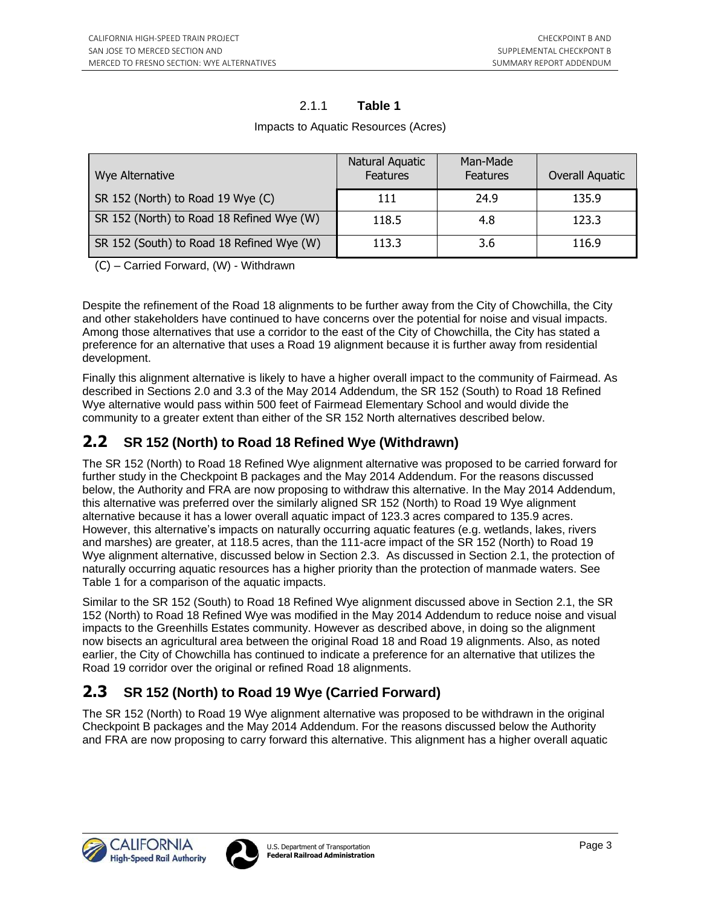2.1.1 **Table 1**

Impacts to Aquatic Resources (Acres)

| Wye Alternative | Natural Aquatic Features | Man-Made Features | Overall Aquatic |
|---|---|---|---|
| SR 152 (North) to Road 19 Wye (C) | 111 | 24.9 | 135.9 |
| SR 152 (North) to Road 18 Refined Wye (W) | 118.5 | 4.8 | 123.3 |
| SR 152 (South) to Road 18 Refined Wye (W) | 113.3 | 3.6 | 116.9 |

(C) – Carried Forward, (W) - Withdrawn

Despite the refinement of the Road 18 alignments to be further away from the City of Chowchilla, the City and other stakeholders have continued to have concerns over the potential for noise and visual impacts. Among those alternatives that use a corridor to the east of the City of Chowchilla, the City has stated a preference for an alternative that uses a Road 19 alignment because it is further away from residential development.

Finally this alignment alternative is likely to have a higher overall impact to the community of Fairmead. As described in Sections 2.0 and 3.3 of the May 2014 Addendum, the SR 152 (South) to Road 18 Refined Wye alternative would pass within 500 feet of Fairmead Elementary School and would divide the community to a greater extent than either of the SR 152 North alternatives described below.

## 2.2 SR 152 (North) to Road 18 Refined Wye (Withdrawn)

The SR 152 (North) to Road 18 Refined Wye alignment alternative was proposed to be carried forward for further study in the Checkpoint B packages and the May 2014 Addendum. For the reasons discussed below, the Authority and FRA are now proposing to withdraw this alternative. In the May 2014 Addendum, this alternative was preferred over the similarly aligned SR 152 (North) to Road 19 Wye alignment alternative because it has a lower overall aquatic impact of 123.3 acres compared to 135.9 acres. However, this alternative's impacts on naturally occurring aquatic features (e.g. wetlands, lakes, rivers and marshes) are greater, at 118.5 acres, than the 111-acre impact of the SR 152 (North) to Road 19 Wye alignment alternative, discussed below in Section 2.3. As discussed in Section 2.1, the protection of naturally occurring aquatic resources has a higher priority than the protection of manmade waters. See Table 1 for a comparison of the aquatic impacts.

Similar to the SR 152 (South) to Road 18 Refined Wye alignment discussed above in Section 2.1, the SR 152 (North) to Road 18 Refined Wye was modified in the May 2014 Addendum to reduce noise and visual impacts to the Greenhills Estates community. However as described above, in doing so the alignment now bisects an agricultural area between the original Road 18 and Road 19 alignments. Also, as noted earlier, the City of Chowchilla has continued to indicate a preference for an alternative that utilizes the Road 19 corridor over the original or refined Road 18 alignments.

## 2.3 SR 152 (North) to Road 19 Wye (Carried Forward)

The SR 152 (North) to Road 19 Wye alignment alternative was proposed to be withdrawn in the original Checkpoint B packages and the May 2014 Addendum. For the reasons discussed below the Authority and FRA are now proposing to carry forward this alternative. This alignment has a higher overall aquatic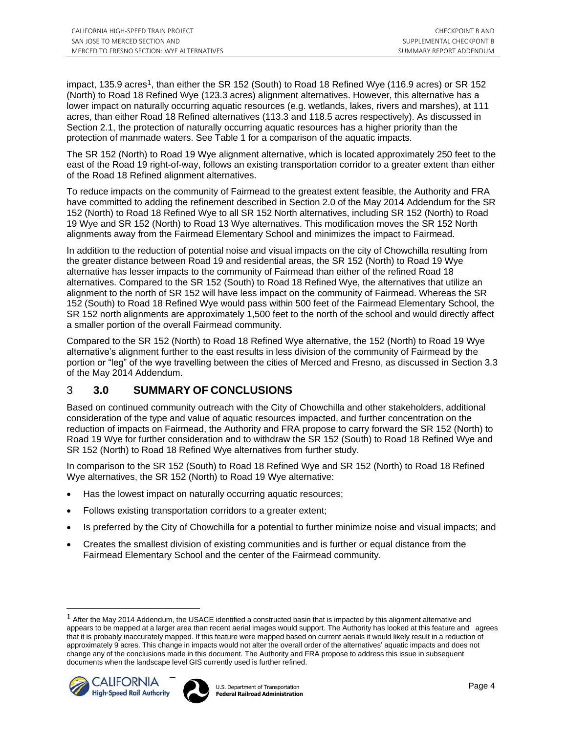impact, 135.9 acres[1], than either the SR 152 (South) to Road 18 Refined Wye (116.9 acres) or SR 152 (North) to Road 18 Refined Wye (123.3 acres) alignment alternatives. However, this alternative has a lower impact on naturally occurring aquatic resources (e.g. wetlands, lakes, rivers and marshes), at 111 acres, than either Road 18 Refined alternatives (113.3 and 118.5 acres respectively). As discussed in Section 2.1, the protection of naturally occurring aquatic resources has a higher priority than the protection of manmade waters. See Table 1 for a comparison of the aquatic impacts.

The SR 152 (North) to Road 19 Wye alignment alternative, which is located approximately 250 feet to the east of the Road 19 right-of-way, follows an existing transportation corridor to a greater extent than either of the Road 18 Refined alignment alternatives.

To reduce impacts on the community of Fairmead to the greatest extent feasible, the Authority and FRA have committed to adding the refinement described in Section 2.0 of the May 2014 Addendum for the SR 152 (North) to Road 18 Refined Wye to all SR 152 North alternatives, including SR 152 (North) to Road 19 Wye and SR 152 (North) to Road 13 Wye alternatives. This modification moves the SR 152 North alignments away from the Fairmead Elementary School and minimizes the impact to Fairmead.

In addition to the reduction of potential noise and visual impacts on the city of Chowchilla resulting from the greater distance between Road 19 and residential areas, the SR 152 (North) to Road 19 Wye alternative has lesser impacts to the community of Fairmead than either of the refined Road 18 alternatives. Compared to the SR 152 (South) to Road 18 Refined Wye, the alternatives that utilize an alignment to the north of SR 152 will have less impact on the community of Fairmead. Whereas the SR 152 (South) to Road 18 Refined Wye would pass within 500 feet of the Fairmead Elementary School, the SR 152 north alignments are approximately 1,500 feet to the north of the school and would directly affect a smaller portion of the overall Fairmead community.

Compared to the SR 152 (North) to Road 18 Refined Wye alternative, the 152 (North) to Road 19 Wye alternative's alignment further to the east results in less division of the community of Fairmead by the portion or "leg" of the wye travelling between the cities of Merced and Fresno, as discussed in Section 3.3 of the May 2014 Addendum.

## 3 3.0 SUMMARY OF CONCLUSIONS

Based on continued community outreach with the City of Chowchilla and other stakeholders, additional consideration of the type and value of aquatic resources impacted, and further concentration on the reduction of impacts on Fairmead, the Authority and FRA propose to carry forward the SR 152 (North) to Road 19 Wye for further consideration and to withdraw the SR 152 (South) to Road 18 Refined Wye and SR 152 (North) to Road 18 Refined Wye alternatives from further study.

In comparison to the SR 152 (South) to Road 18 Refined Wye and SR 152 (North) to Road 18 Refined Wye alternatives, the SR 152 (North) to Road 19 Wye alternative:

- Has the lowest impact on naturally occurring aquatic resources;
- Follows existing transportation corridors to a greater extent;
- Is preferred by the City of Chowchilla for a potential to further minimize noise and visual impacts; and
- Creates the smallest division of existing communities and is further or equal distance from the Fairmead Elementary School and the center of the Fairmead community.

[1] After the May 2014 Addendum, the USACE identified a constructed basin that is impacted by this alignment alternative and appears to be mapped at a larger area than recent aerial images would support. The Authority has looked at this feature and agrees that it is probably inaccurately mapped. If this feature were mapped based on current aerials it would likely result in a reduction of approximately 9 acres. This change in impacts would not alter the overall order of the alternatives' aquatic impacts and does not change any of the conclusions made in this document. The Authority and FRA propose to address this issue in subsequent documents when the landscape level GIS currently used is further refined.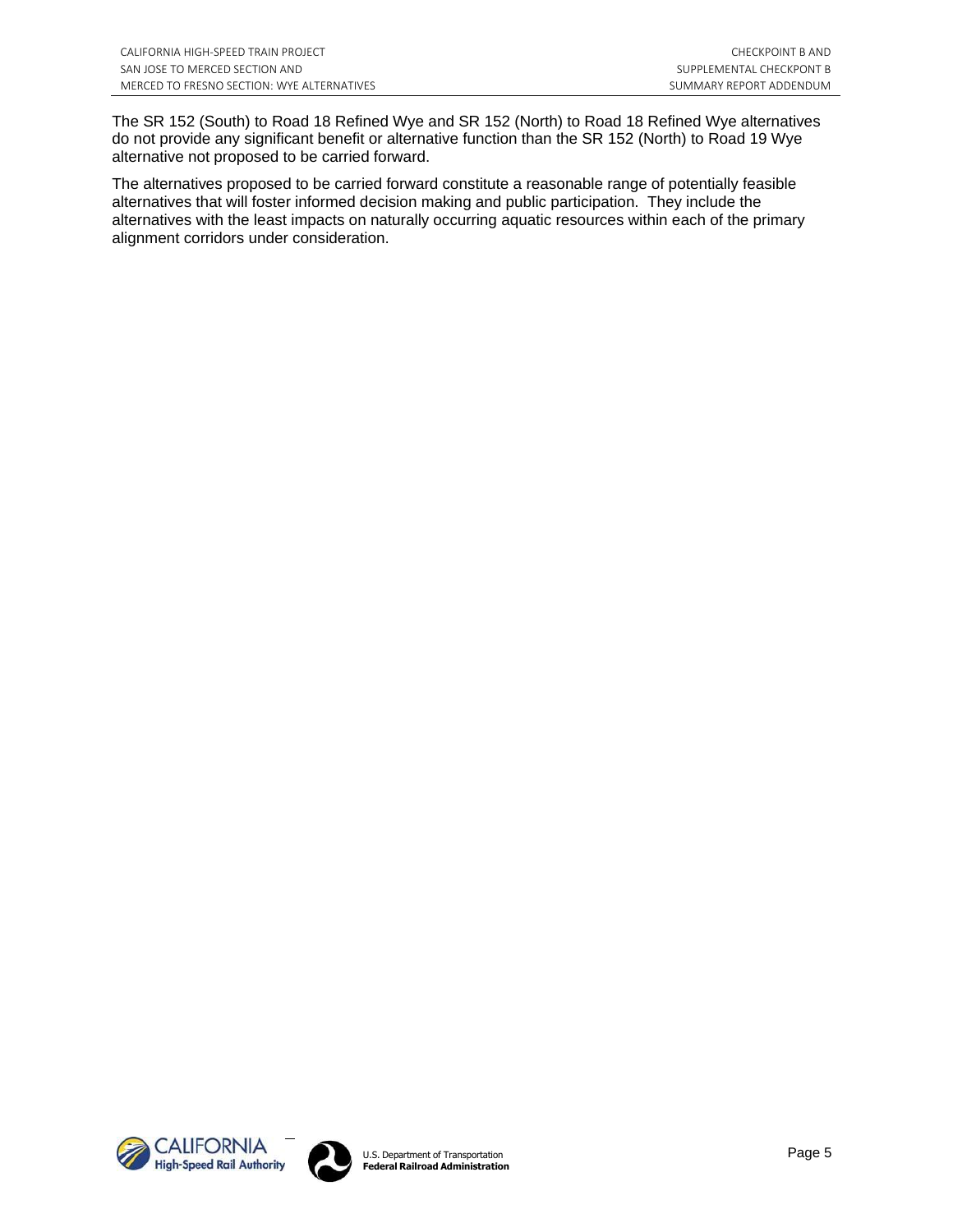The SR 152 (South) to Road 18 Refined Wye and SR 152 (North) to Road 18 Refined Wye alternatives do not provide any significant benefit or alternative function than the SR 152 (North) to Road 19 Wye alternative not proposed to be carried forward.

The alternatives proposed to be carried forward constitute a reasonable range of potentially feasible alternatives that will foster informed decision making and public participation. They include the alternatives with the least impacts on naturally occurring aquatic resources within each of the primary alignment corridors under consideration.